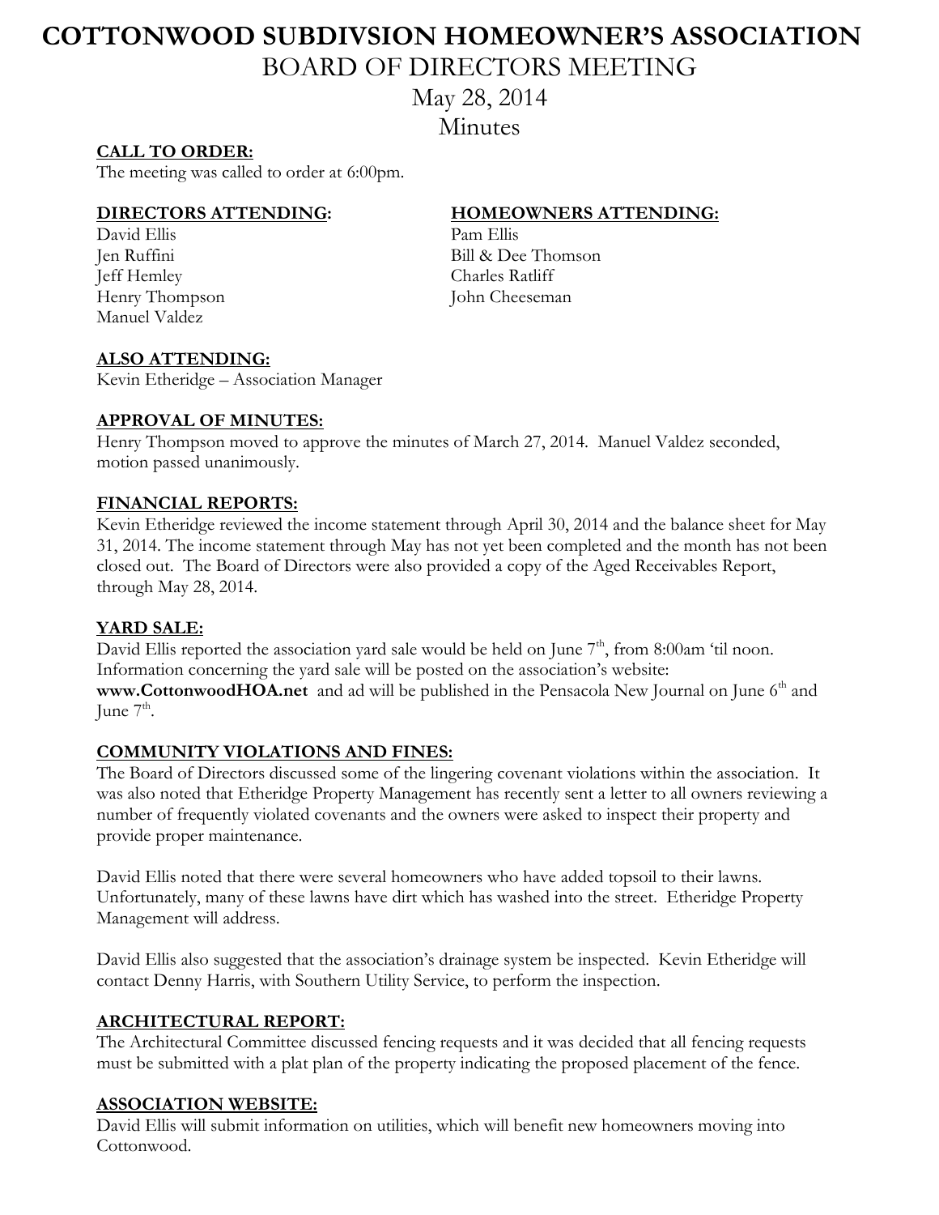# COTTONWOOD SUBDIVSION HOMEOWNER'S ASSOCIATION

## BOARD OF DIRECTORS MEETING

## May 28, 2014

## Minutes

**CALL TO ORDER:**

The meeting was called to order at 6:00pm.

**DIRECTORS ATTENDING:**

David Ellis
Jen Ruffini
Jeff Hemley
Henry Thompson
Manuel Valdez

**HOMEOWNERS ATTENDING:**

Pam Ellis
Bill & Dee Thomson
Charles Ratliff
John Cheeseman

**ALSO ATTENDING:**

Kevin Etheridge – Association Manager

**APPROVAL OF MINUTES:**

Henry Thompson moved to approve the minutes of March 27, 2014. Manuel Valdez seconded, motion passed unanimously.

**FINANCIAL REPORTS:**

Kevin Etheridge reviewed the income statement through April 30, 2014 and the balance sheet for May 31, 2014. The income statement through May has not yet been completed and the month has not been closed out. The Board of Directors were also provided a copy of the Aged Receivables Report, through May 28, 2014.

**YARD SALE:**

David Ellis reported the association yard sale would be held on June 7th, from 8:00am 'til noon. Information concerning the yard sale will be posted on the association's website: **www.CottonwoodHOA.net** and ad will be published in the Pensacola New Journal on June 6th and June 7th.

**COMMUNITY VIOLATIONS AND FINES:**

The Board of Directors discussed some of the lingering covenant violations within the association. It was also noted that Etheridge Property Management has recently sent a letter to all owners reviewing a number of frequently violated covenants and the owners were asked to inspect their property and provide proper maintenance.

David Ellis noted that there were several homeowners who have added topsoil to their lawns. Unfortunately, many of these lawns have dirt which has washed into the street. Etheridge Property Management will address.

David Ellis also suggested that the association's drainage system be inspected. Kevin Etheridge will contact Denny Harris, with Southern Utility Service, to perform the inspection.

**ARCHITECTURAL REPORT:**

The Architectural Committee discussed fencing requests and it was decided that all fencing requests must be submitted with a plat plan of the property indicating the proposed placement of the fence.

**ASSOCIATION WEBSITE:**

David Ellis will submit information on utilities, which will benefit new homeowners moving into Cottonwood.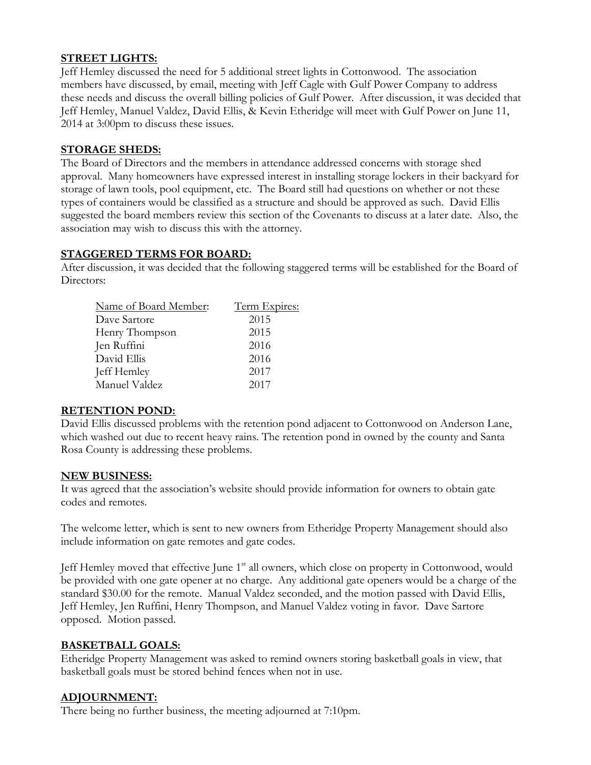**STREET LIGHTS:**
Jeff Hemley discussed the need for 5 additional street lights in Cottonwood. The association members have discussed, by email, meeting with Jeff Cagle with Gulf Power Company to address these needs and discuss the overall billing policies of Gulf Power. After discussion, it was decided that Jeff Hemley, Manuel Valdez, David Ellis, & Kevin Etheridge will meet with Gulf Power on June 11, 2014 at 3:00pm to discuss these issues.

**STORAGE SHEDS:**
The Board of Directors and the members in attendance addressed concerns with storage shed approval. Many homeowners have expressed interest in installing storage lockers in their backyard for storage of lawn tools, pool equipment, etc. The Board still had questions on whether or not these types of containers would be classified as a structure and should be approved as such. David Ellis suggested the board members review this section of the Covenants to discuss at a later date. Also, the association may wish to discuss this with the attorney.

**STAGGERED TERMS FOR BOARD:**
After discussion, it was decided that the following staggered terms will be established for the Board of Directors:

| Name of Board Member: | Term Expires: |
|---|---|
| Dave Sartore | 2015 |
| Henry Thompson | 2015 |
| Jen Ruffini | 2016 |
| David Ellis | 2016 |
| Jeff Hemley | 2017 |
| Manuel Valdez | 2017 |

**RETENTION POND:**
David Ellis discussed problems with the retention pond adjacent to Cottonwood on Anderson Lane, which washed out due to recent heavy rains. The retention pond in owned by the county and Santa Rosa County is addressing these problems.

**NEW BUSINESS:**
It was agreed that the association's website should provide information for owners to obtain gate codes and remotes.

The welcome letter, which is sent to new owners from Etheridge Property Management should also include information on gate remotes and gate codes.

Jeff Hemley moved that effective June 1st all owners, which close on property in Cottonwood, would be provided with one gate opener at no charge. Any additional gate openers would be a charge of the standard $30.00 for the remote. Manual Valdez seconded, and the motion passed with David Ellis, Jeff Hemley, Jen Ruffini, Henry Thompson, and Manuel Valdez voting in favor. Dave Sartore opposed. Motion passed.

**BASKETBALL GOALS:**
Etheridge Property Management was asked to remind owners storing basketball goals in view, that basketball goals must be stored behind fences when not in use.

**ADJOURNMENT:**
There being no further business, the meeting adjourned at 7:10pm.